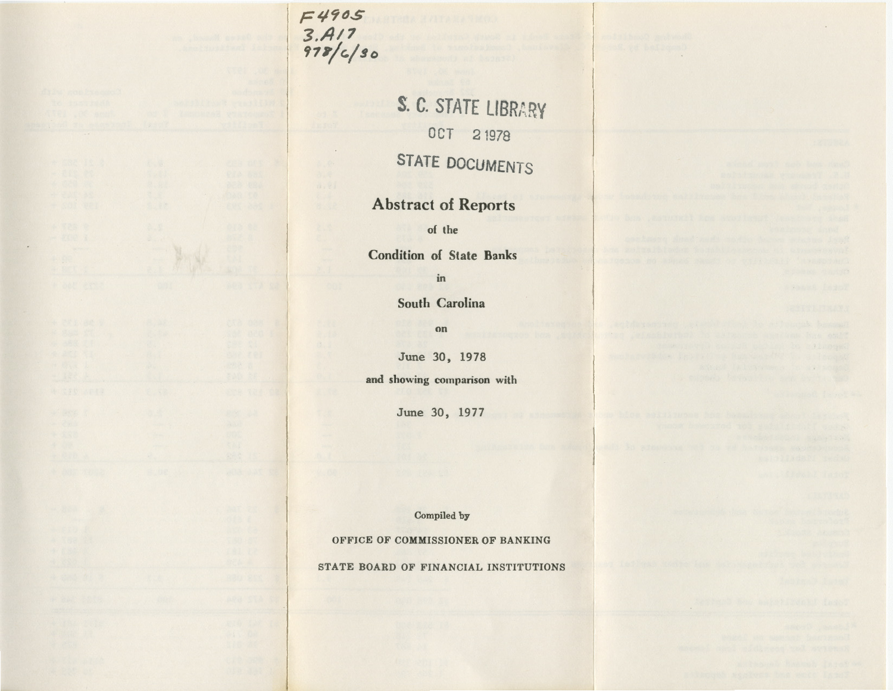F4905
3.A17
978/c/30

S. C. STATE LIBRARY

OCT 2 1978

STATE DOCUMENTS

# Abstract of Reports

of the

## Condition of State Banks

in

## South Carolina

on

June 30, 1978

and showing comparison with

June 30, 1977

Compiled by

OFFICE OF COMMISSIONER OF BANKING

STATE BOARD OF FINANCIAL INSTITUTIONS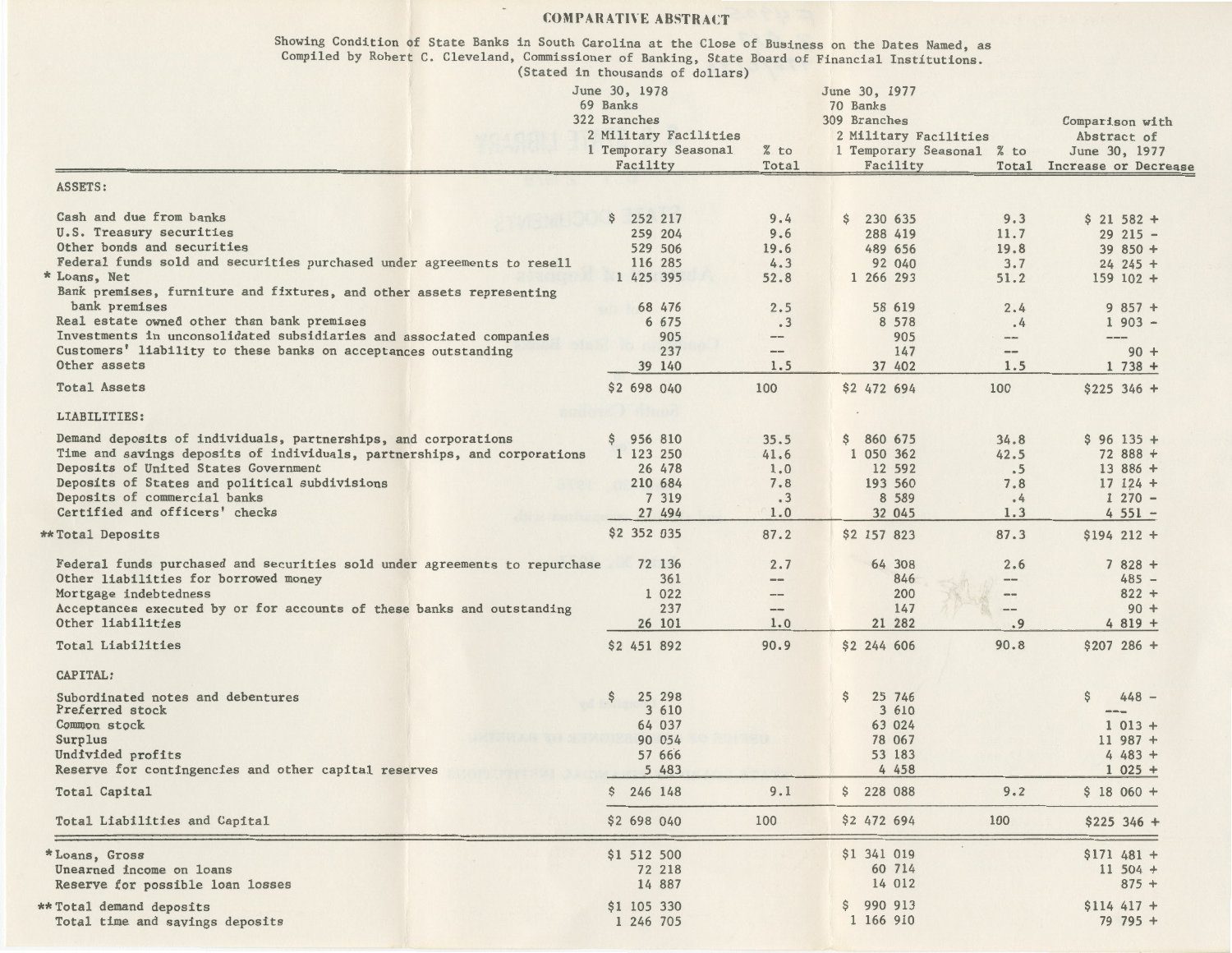COMPARATIVE ABSTRACT

Showing Condition of State Banks in South Carolina at the Close of Business on the Dates Named, as Compiled by Robert C. Cleveland, Commissioner of Banking, State Board of Financial Institutions.
(Stated in thousands of dollars)

| | June 30, 1978 69 Banks 322 Branches 2 Military Facilities 1 Temporary Seasonal Facility | % to Total | June 30, 1977 70 Banks 309 Branches 2 Military Facilities 1 Temporary Seasonal Facility | % to Total | Comparison with Abstract of June 30, 1977 Increase or Decrease |
|---|---|---|---|---|---|
| **ASSETS:** | | | | | |
| Cash and due from banks | $ 252 217 | 9.4 | $ 230 635 | 9.3 | $ 21 582 + |
| U.S. Treasury securities | 259 204 | 9.6 | 288 419 | 11.7 | 29 215 - |
| Other bonds and securities | 529 506 | 19.6 | 489 656 | 19.8 | 39 850 + |
| Federal funds sold and securities purchased under agreements to resell | 116 285 | 4.3 | 92 040 | 3.7 | 24 245 + |
| * Loans, Net | 1 425 395 | 52.8 | 1 266 293 | 51.2 | 159 102 + |
| Bank premises, furniture and fixtures, and other assets representing bank premises | 68 476 | 2.5 | 58 619 | 2.4 | 9 857 + |
| Real estate owned other than bank premises | 6 675 | .3 | 8 578 | .4 | 1 903 - |
| Investments in unconsolidated subsidiaries and associated companies | 905 | --- | 905 | --- | --- |
| Customers' liability to these banks on acceptances outstanding | 237 | --- | 147 | --- | 90 + |
| Other assets | 39 140 | 1.5 | 37 402 | 1.5 | 1 738 + |
| Total Assets | $2 698 040 | 100 | $2 472 694 | 100 | $225 346 + |
| **LIABILITIES:** | | | | | |
| Demand deposits of individuals, partnerships, and corporations | $ 956 810 | 35.5 | $ 860 675 | 34.8 | $ 96 135 + |
| Time and savings deposits of individuals, partnerships, and corporations | 1 123 250 | 41.6 | 1 050 362 | 42.5 | 72 888 + |
| Deposits of United States Government | 26 478 | 1.0 | 12 592 | .5 | 13 886 + |
| Deposits of States and political subdivisions | 210 684 | 7.8 | 193 560 | 7.8 | 17 124 + |
| Deposits of commercial banks | 7 319 | .3 | 8 589 | .4 | 1 270 - |
| Certified and officers' checks | 27 494 | 1.0 | 32 045 | 1.3 | 4 551 - |
| ** Total Deposits | $2 352 035 | 87.2 | $2 157 823 | 87.3 | $194 212 + |
| Federal funds purchased and securities sold under agreements to repurchase | 72 136 | 2.7 | 64 308 | 2.6 | 7 828 + |
| Other liabilities for borrowed money | 361 | --- | 846 | --- | 485 - |
| Mortgage indebtedness | 1 022 | --- | 200 | --- | 822 + |
| Acceptances executed by or for accounts of these banks and outstanding | 237 | --- | 147 | --- | 90 + |
| Other liabilities | 26 101 | 1.0 | 21 282 | .9 | 4 819 + |
| Total Liabilities | $2 451 892 | 90.9 | $2 244 606 | 90.8 | $207 286 + |
| **CAPITAL:** | | | | | |
| Subordinated notes and debentures | $ 25 298 | | $ 25 746 | | $ 448 - |
| Preferred stock | 3 610 | | 3 610 | | --- |
| Common stock | 64 037 | | 63 024 | | 1 013 + |
| Surplus | 90 054 | | 78 067 | | 11 987 + |
| Undivided profits | 57 666 | | 53 183 | | 4 483 + |
| Reserve for contingencies and other capital reserves | 5 483 | | 4 458 | | 1 025 + |
| Total Capital | $ 246 148 | 9.1 | $ 228 088 | 9.2 | $ 18 060 + |
| Total Liabilities and Capital | $2 698 040 | 100 | $2 472 694 | 100 | $225 346 + |
| * Loans, Gross | $1 512 500 | | $1 341 019 | | $171 481 + |
| Unearned income on loans | 72 218 | | 60 714 | | 11 504 + |
| Reserve for possible loan losses | 14 887 | | 14 012 | | 875 + |
| ** Total demand deposits | $1 105 330 | | $ 990 913 | | $114 417 + |
| Total time and savings deposits | 1 246 705 | | 1 166 910 | | 79 795 + |